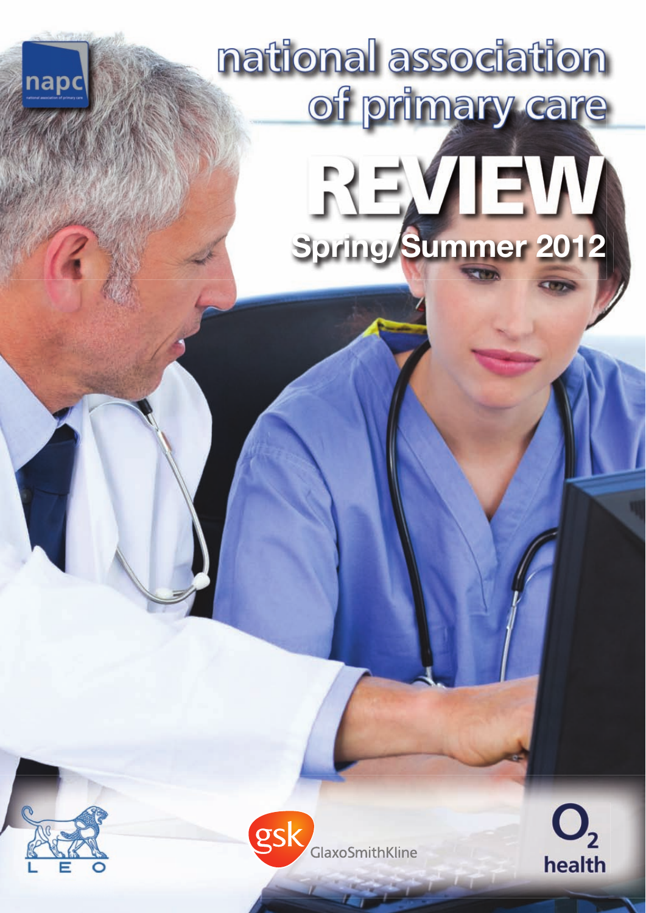napc

national association of primary care

# REVIEW

## Spring/Summer 2012

LEO

gsk GlaxoSmithKline

$O_2$ health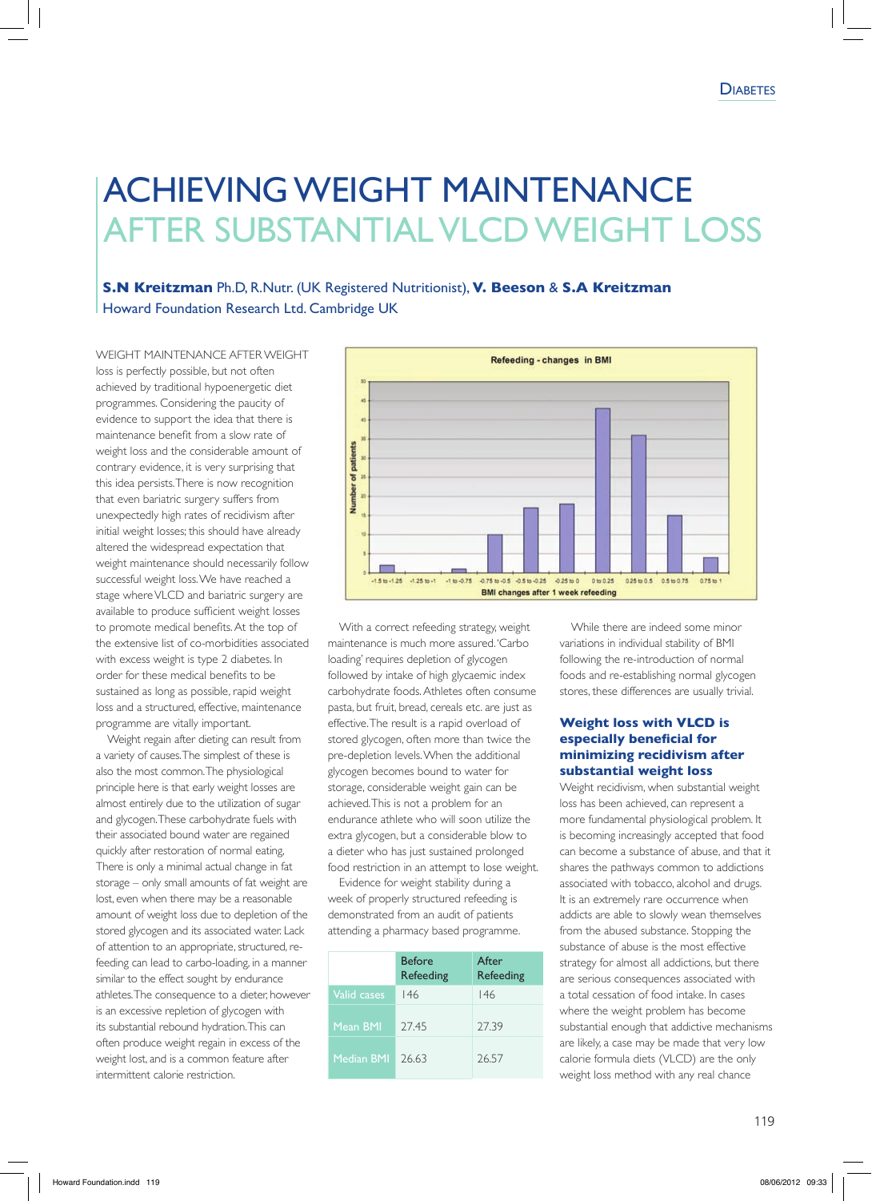# ACHIEVING WEIGHT MAINTENANCE AFTER SUBSTANTIAL VLCD WEIGHT LOSS

**S.N Kreitzman** Ph.D, R.Nutr. (UK Registered Nutritionist), **V. Beeson** & **S.A Kreitzman**
Howard Foundation Research Ltd. Cambridge UK

WEIGHT MAINTENANCE AFTER WEIGHT loss is perfectly possible, but not often achieved by traditional hypoenergetic diet programmes. Considering the paucity of evidence to support the idea that there is maintenance benefit from a slow rate of weight loss and the considerable amount of contrary evidence, it is very surprising that this idea persists. There is now recognition that even bariatric surgery suffers from unexpectedly high rates of recidivism after initial weight losses; this should have already altered the widespread expectation that weight maintenance should necessarily follow successful weight loss. We have reached a stage where VLCD and bariatric surgery are available to produce sufficient weight losses to promote medical benefits. At the top of the extensive list of co-morbidities associated with excess weight is type 2 diabetes. In order for these medical benefits to be sustained as long as possible, rapid weight loss and a structured, effective, maintenance programme are vitally important.

Weight regain after dieting can result from a variety of causes. The simplest of these is also the most common. The physiological principle here is that early weight losses are almost entirely due to the utilization of sugar and glycogen. These carbohydrate fuels with their associated bound water are regained quickly after restoration of normal eating. There is only a minimal actual change in fat storage – only small amounts of fat weight are lost, even when there may be a reasonable amount of weight loss due to depletion of the stored glycogen and its associated water. Lack of attention to an appropriate, structured, re-feeding can lead to carbo-loading, in a manner similar to the effect sought by endurance athletes. The consequence to a dieter, however is an excessive repletion of glycogen with its substantial rebound hydration. This can often produce weight regain in excess of the weight lost, and is a common feature after intermittent calorie restriction.

Refeeding - changes in BMI

| BMI changes after 1 week refeeding | Number of patients |
|---|---|
| -1.5 to -1.25 | 2 |
| -1.25 to -1 | 0 |
| -1 to -0.75 | 1 |
| -0.75 to -0.5 | 10 |
| -0.5 to -0.25 | 17 |
| -0.25 to 0 | 18 |
| 0 to 0.25 | 44 |
| 0.25 to 0.5 | 36 |
| 0.5 to 0.75 | 15 |
| 0.75 to 1 | 4 |

With a correct refeeding strategy, weight maintenance is much more assured. 'Carbo loading' requires depletion of glycogen followed by intake of high glycaemic index carbohydrate foods. Athletes often consume pasta, but fruit, bread, cereals etc. are just as effective. The result is a rapid overload of stored glycogen, often more than twice the pre-depletion levels. When the additional glycogen becomes bound to water for storage, considerable weight gain can be achieved. This is not a problem for an endurance athlete who will soon utilize the extra glycogen, but a considerable blow to a dieter who has just sustained prolonged food restriction in an attempt to lose weight.

Evidence for weight stability during a week of properly structured refeeding is demonstrated from an audit of patients attending a pharmacy based programme.

| | Before Refeeding | After Refeeding |
|---|---|---|
| Valid cases | 146 | 146 |
| Mean BMI | 27.45 | 27.39 |
| Median BMI | 26.63 | 26.57 |

While there are indeed some minor variations in individual stability of BMI following the re-introduction of normal foods and re-establishing normal glycogen stores, these differences are usually trivial.

### Weight loss with VLCD is especially beneficial for minimizing recidivism after substantial weight loss

Weight recidivism, when substantial weight loss has been achieved, can represent a more fundamental physiological problem. It is becoming increasingly accepted that food can become a substance of abuse, and that it shares the pathways common to addictions associated with tobacco, alcohol and drugs. It is an extremely rare occurrence when addicts are able to slowly wean themselves from the abused substance. Stopping the substance of abuse is the most effective strategy for almost all addictions, but there are serious consequences associated with a total cessation of food intake. In cases where the weight problem has become substantial enough that addictive mechanisms are likely, a case may be made that very low calorie formula diets (VLCD) are the only weight loss method with any real chance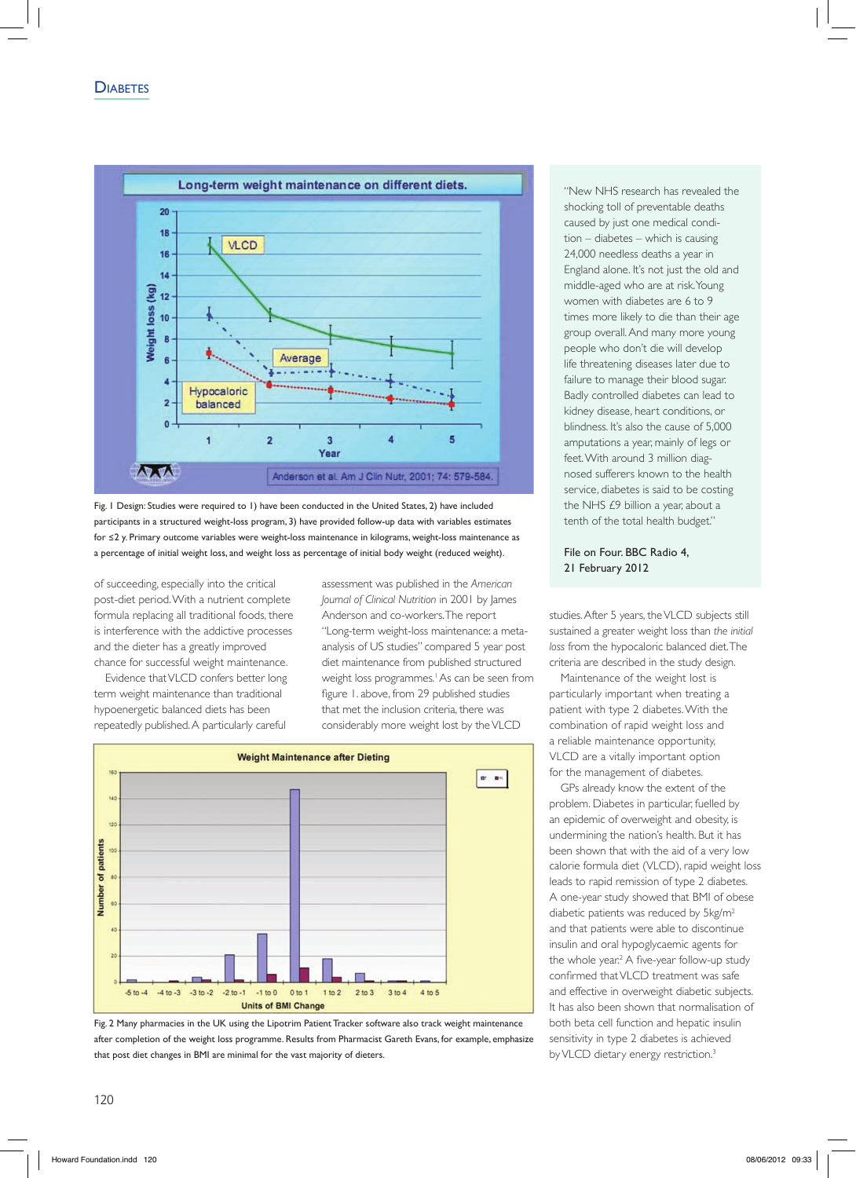Fig. 1 Design: Studies were required to 1) have been conducted in the United States, 2) have included participants in a structured weight-loss program, 3) have provided follow-up data with variables estimates for ≤2 y. Primary outcome variables were weight-loss maintenance in kilograms, weight-loss maintenance as a percentage of initial weight loss, and weight loss as percentage of initial body weight (reduced weight).

of succeeding, especially into the critical post-diet period. With a nutrient complete formula replacing all traditional foods, there is interference with the addictive processes and the dieter has a greatly improved chance for successful weight maintenance.

Evidence that VLCD confers better long term weight maintenance than traditional hypoenergetic balanced diets has been repeatedly published. A particularly careful assessment was published in the *American Journal of Clinical Nutrition* in 2001 by James Anderson and co-workers. The report "Long-term weight-loss maintenance: a meta-analysis of US studies" compared 5 year post diet maintenance from published structured weight loss programmes.[1] As can be seen from figure 1. above, from 29 published studies that met the inclusion criteria, there was considerably more weight lost by the VLCD studies. After 5 years, the VLCD subjects still sustained a greater weight loss than *the initial loss* from the hypocaloric balanced diet. The criteria are described in the study design.

Maintenance of the weight lost is particularly important when treating a patient with type 2 diabetes. With the combination of rapid weight loss and a reliable maintenance opportunity, VLCD are a vitally important option for the management of diabetes.

GPs already know the extent of the problem. Diabetes in particular, fuelled by an epidemic of overweight and obesity, is undermining the nation's health. But it has been shown that with the aid of a very low calorie formula diet (VLCD), rapid weight loss leads to rapid remission of type 2 diabetes. A one-year study showed that BMI of obese diabetic patients was reduced by 5kg/m$^2$ and that patients were able to discontinue insulin and oral hypoglycaemic agents for the whole year.[2] A five-year follow-up study confirmed that VLCD treatment was safe and effective in overweight diabetic subjects. It has also been shown that normalisation of both beta cell function and hepatic insulin sensitivity in type 2 diabetes is achieved by VLCD dietary energy restriction.[3]

Fig. 2 Many pharmacies in the UK using the Lipotrim Patient Tracker software also track weight maintenance after completion of the weight loss programme. Results from Pharmacist Gareth Evans, for example, emphasize that post diet changes in BMI are minimal for the vast majority of dieters.

> "New NHS research has revealed the shocking toll of preventable deaths caused by just one medical condition – diabetes – which is causing 24,000 needless deaths a year in England alone. It's not just the old and middle-aged who are at risk. Young women with diabetes are 6 to 9 times more likely to die than their age group overall. And many more young people who don't die will develop life threatening diseases later due to failure to manage their blood sugar. Badly controlled diabetes can lead to kidney disease, heart conditions, or blindness. It's also the cause of 5,000 amputations a year, mainly of legs or feet. With around 3 million diagnosed sufferers known to the health service, diabetes is said to be costing the NHS £9 billion a year, about a tenth of the total health budget."
>
> File on Four. BBC Radio 4, 21 February 2012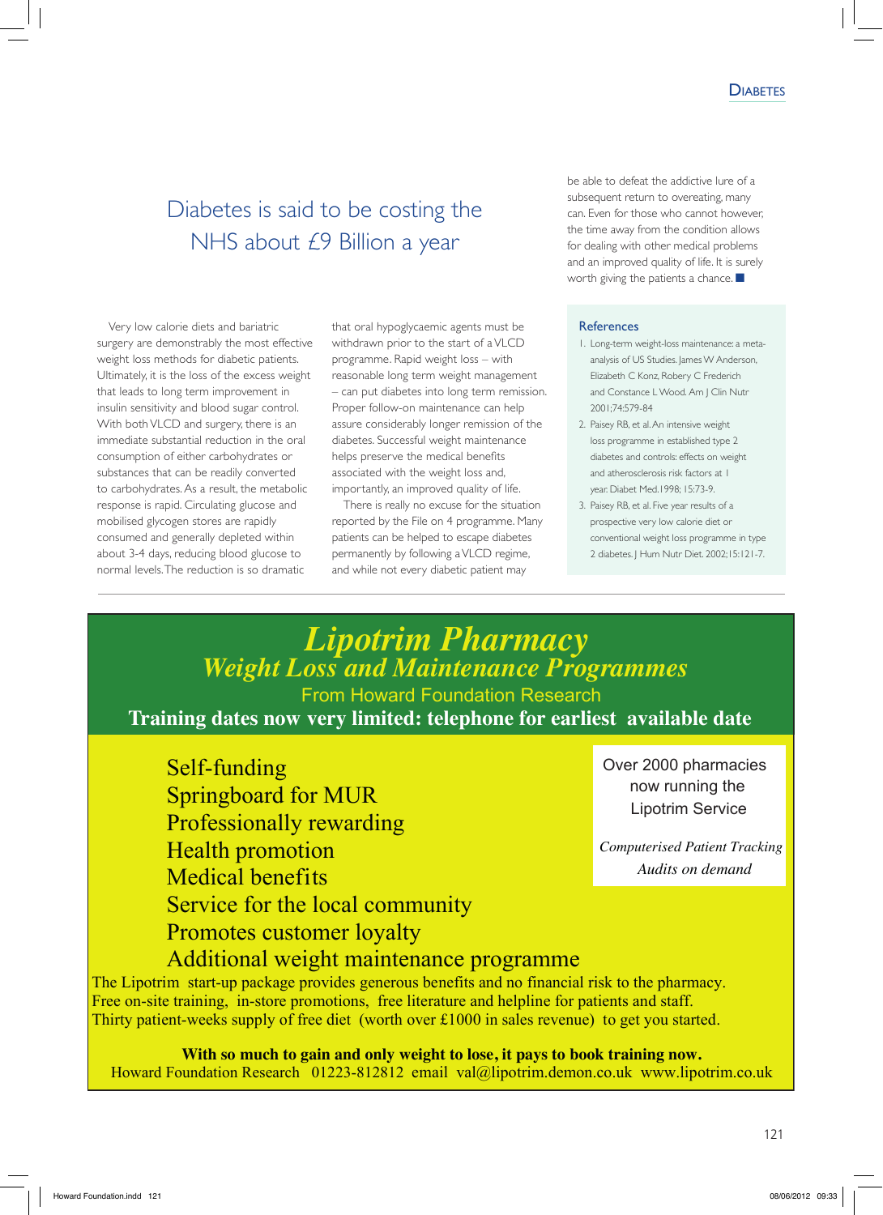## Diabetes is said to be costing the NHS about £9 Billion a year

Very low calorie diets and bariatric surgery are demonstrably the most effective weight loss methods for diabetic patients. Ultimately, it is the loss of the excess weight that leads to long term improvement in insulin sensitivity and blood sugar control. With both VLCD and surgery, there is an immediate substantial reduction in the oral consumption of either carbohydrates or substances that can be readily converted to carbohydrates. As a result, the metabolic response is rapid. Circulating glucose and mobilised glycogen stores are rapidly consumed and generally depleted within about 3-4 days, reducing blood glucose to normal levels. The reduction is so dramatic that oral hypoglycaemic agents must be withdrawn prior to the start of a VLCD programme. Rapid weight loss – with reasonable long term weight management – can put diabetes into long term remission. Proper follow-on maintenance can help assure considerably longer remission of the diabetes. Successful weight maintenance helps preserve the medical benefits associated with the weight loss and, importantly, an improved quality of life.

There is really no excuse for the situation reported by the File on 4 programme. Many patients can be helped to escape diabetes permanently by following a VLCD regime, and while not every diabetic patient may be able to defeat the addictive lure of a subsequent return to overeating, many can. Even for those who cannot however, the time away from the condition allows for dealing with other medical problems and an improved quality of life. It is surely worth giving the patients a chance. ■

### References

1. Long-term weight-loss maintenance: a meta-analysis of US Studies. James W Anderson, Elizabeth C Konz, Robery C Frederich and Constance L Wood. Am J Clin Nutr 2001;74:579-84
2. Paisey RB, et al. An intensive weight loss programme in established type 2 diabetes and controls: effects on weight and atherosclerosis risk factors at 1 year. Diabet Med. 1998; 15:73-9.
3. Paisey RB, et al. Five year results of a prospective very low calorie diet or conventional weight loss programme in type 2 diabetes. J Hum Nutr Diet. 2002;15:121-7.

---

# *Lipotrim Pharmacy*

## *Weight Loss and Maintenance Programmes*

From Howard Foundation Research

**Training dates now very limited: telephone for earliest available date**

- Self-funding
- Springboard for MUR
- Professionally rewarding
- Health promotion
- Medical benefits
- Service for the local community
- Promotes customer loyalty
- Additional weight maintenance programme

Over 2000 pharmacies now running the Lipotrim Service

*Computerised Patient Tracking*
*Audits on demand*

The Lipotrim start-up package provides generous benefits and no financial risk to the pharmacy.
Free on-site training, in-store promotions, free literature and helpline for patients and staff.
Thirty patient-weeks supply of free diet (worth over £1000 in sales revenue) to get you started.

**With so much to gain and only weight to lose, it pays to book training now.**

Howard Foundation Research 01223-812812 email val@lipotrim.demon.co.uk www.lipotrim.co.uk